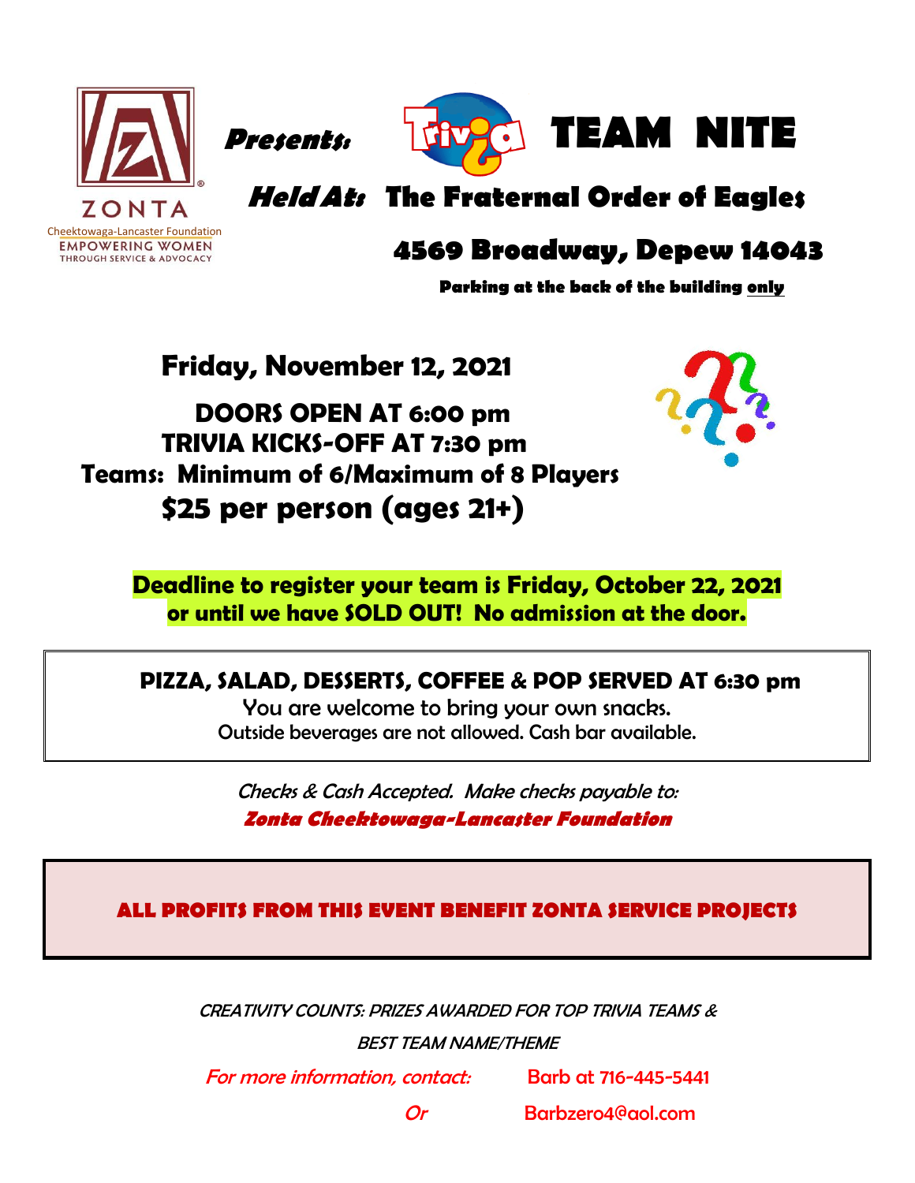ZONTA
Cheektowaga-Lancaster Foundation
EMPOWERING WOMEN
THROUGH SERVICE & ADVOCACY

***Presents:*** Trivia **TEAM NITE**

## *Held At:* The Fraternal Order of Eagles

## 4569 Broadway, Depew 14043

**Parking at the back of the building only**

## Friday, November 12, 2021

**DOORS OPEN AT 6:00 pm**
**TRIVIA KICKS-OFF AT 7:30 pm**
**Teams: Minimum of 6/Maximum of 8 Players**
**$25 per person (ages 21+)**

**Deadline to register your team is Friday, October 22, 2021 or until we have SOLD OUT! No admission at the door.**

**PIZZA, SALAD, DESSERTS, COFFEE & POP SERVED AT 6:30 pm**
You are welcome to bring your own snacks.
Outside beverages are not allowed. Cash bar available.

*Checks & Cash Accepted. Make checks payable to:*
***Zonta Cheektowaga-Lancaster Foundation***

**ALL PROFITS FROM THIS EVENT BENEFIT ZONTA SERVICE PROJECTS**

*CREATIVITY COUNTS: PRIZES AWARDED FOR TOP TRIVIA TEAMS & BEST TEAM NAME/THEME*

*For more information, contact:* Barb at 716-445-5441
*Or* Barbzero4@aol.com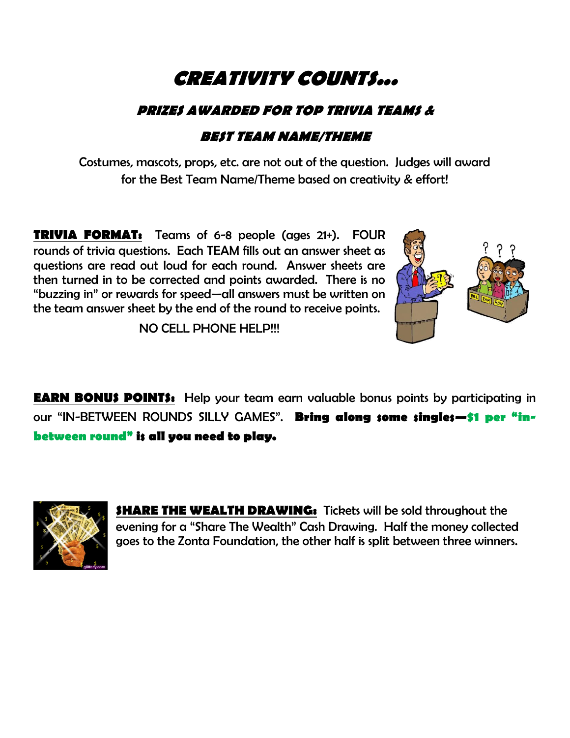# CREATIVITY COUNTS…

## PRIZES AWARDED FOR TOP TRIVIA TEAMS &

## BEST TEAM NAME/THEME

Costumes, mascots, props, etc. are not out of the question. Judges will award for the Best Team Name/Theme based on creativity & effort!

**TRIVIA FORMAT:** Teams of 6-8 people (ages 21+). FOUR rounds of trivia questions. Each TEAM fills out an answer sheet as questions are read out loud for each round. Answer sheets are then turned in to be corrected and points awarded. There is no "buzzing in" or rewards for speed—all answers must be written on the team answer sheet by the end of the round to receive points.

NO CELL PHONE HELP!!!

**EARN BONUS POINTS:** Help your team earn valuable bonus points by participating in our "IN-BETWEEN ROUNDS SILLY GAMES". **Bring along some singles—$1 per "in-between round" is all you need to play.**

**SHARE THE WEALTH DRAWING:** Tickets will be sold throughout the evening for a "Share The Wealth" Cash Drawing. Half the money collected goes to the Zonta Foundation, the other half is split between three winners.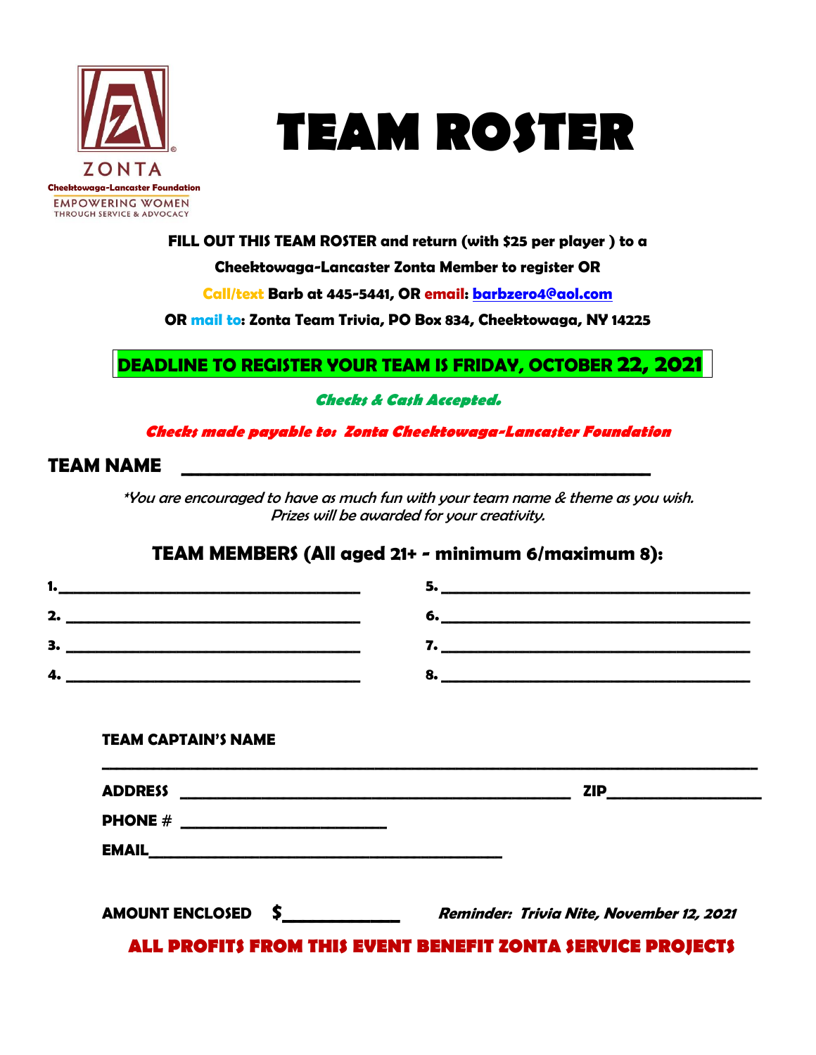ZONTA

Cheektowaga-Lancaster Foundation

EMPOWERING WOMEN
THROUGH SERVICE & ADVOCACY

# TEAM ROSTER

**FILL OUT THIS TEAM ROSTER and return (with $25 per player ) to a Cheektowaga-Lancaster Zonta Member to register OR**

**Call/text Barb at 445-5441, OR email: barbzero4@aol.com**

**OR mail to: Zonta Team Trivia, PO Box 834, Cheektowaga, NY 14225**

**DEADLINE TO REGISTER YOUR TEAM IS FRIDAY, OCTOBER 22, 2021**

***Checks & Cash Accepted.***

***Checks made payable to: Zonta Cheektowaga-Lancaster Foundation***

**TEAM NAME** ______________________________________________

*\*You are encouraged to have as much fun with your team name & theme as you wish. Prizes will be awarded for your creativity.*

## TEAM MEMBERS (All aged 21+ - minimum 6/maximum 8):

**1.** ______________________________

**2.** ______________________________

**3.** ______________________________

**4.** ______________________________

**5.** ______________________________

**6.** ______________________________

**7.** ______________________________

**8.** ______________________________

**TEAM CAPTAIN'S NAME**

______________________________________________________________

**ADDRESS** ____________________________________ **ZIP**______________

**PHONE #** ____________________

**EMAIL**__________________________________

**AMOUNT ENCLOSED $**__________ ***Reminder: Trivia Nite, November 12, 2021***

**ALL PROFITS FROM THIS EVENT BENEFIT ZONTA SERVICE PROJECTS**